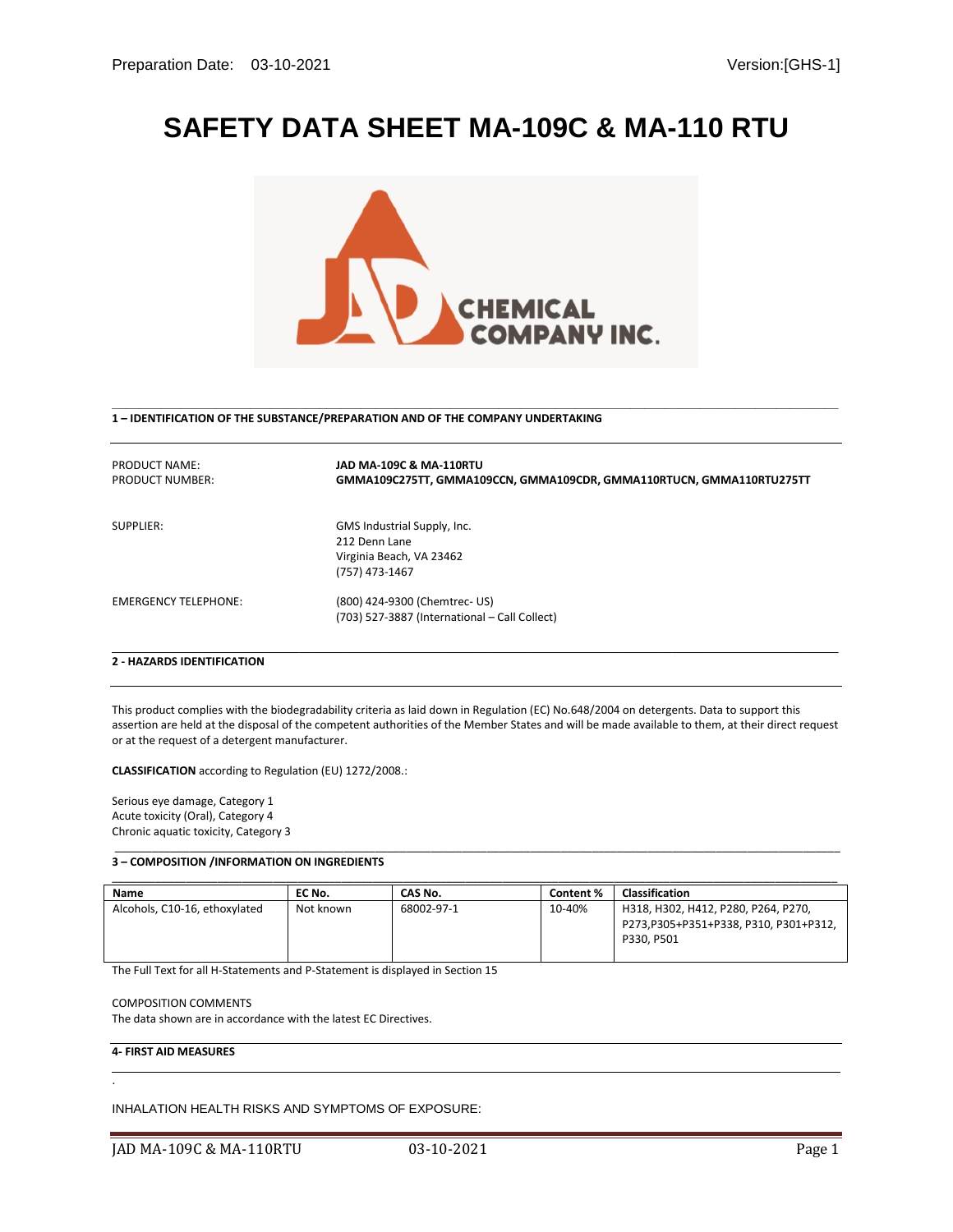Preparation Date: 03-10-2021 Version:[GHS-1]

# SAFETY DATA SHEET MA-109C & MA-110 RTU

## 1 – IDENTIFICATION OF THE SUBSTANCE/PREPARATION AND OF THE COMPANY UNDERTAKING

PRODUCT NAME: **JAD MA-109C & MA-110RTU**

PRODUCT NUMBER: **GMMA109C275TT, GMMA109CCN, GMMA109CDR, GMMA110RTUCN, GMMA110RTU275TT**

SUPPLIER:
GMS Industrial Supply, Inc.
212 Denn Lane
Virginia Beach, VA 23462
(757) 473-1467

EMERGENCY TELEPHONE:
(800) 424-9300 (Chemtrec- US)
(703) 527-3887 (International – Call Collect)

## 2 - HAZARDS IDENTIFICATION

This product complies with the biodegradability criteria as laid down in Regulation (EC) No.648/2004 on detergents. Data to support this assertion are held at the disposal of the competent authorities of the Member States and will be made available to them, at their direct request or at the request of a detergent manufacturer.

**CLASSIFICATION** according to Regulation (EU) 1272/2008.:

Serious eye damage, Category 1
Acute toxicity (Oral), Category 4
Chronic aquatic toxicity, Category 3

## 3 – COMPOSITION /INFORMATION ON INGREDIENTS

| Name | EC No. | CAS No. | Content % | Classification |
|---|---|---|---|---|
| Alcohols, C10-16, ethoxylated | Not known | 68002-97-1 | 10-40% | H318, H302, H412, P280, P264, P270, P273,P305+P351+P338, P310, P301+P312, P330, P501 |

The Full Text for all H-Statements and P-Statement is displayed in Section 15

COMPOSITION COMMENTS
The data shown are in accordance with the latest EC Directives.

## 4- FIRST AID MEASURES

INHALATION HEALTH RISKS AND SYMPTOMS OF EXPOSURE: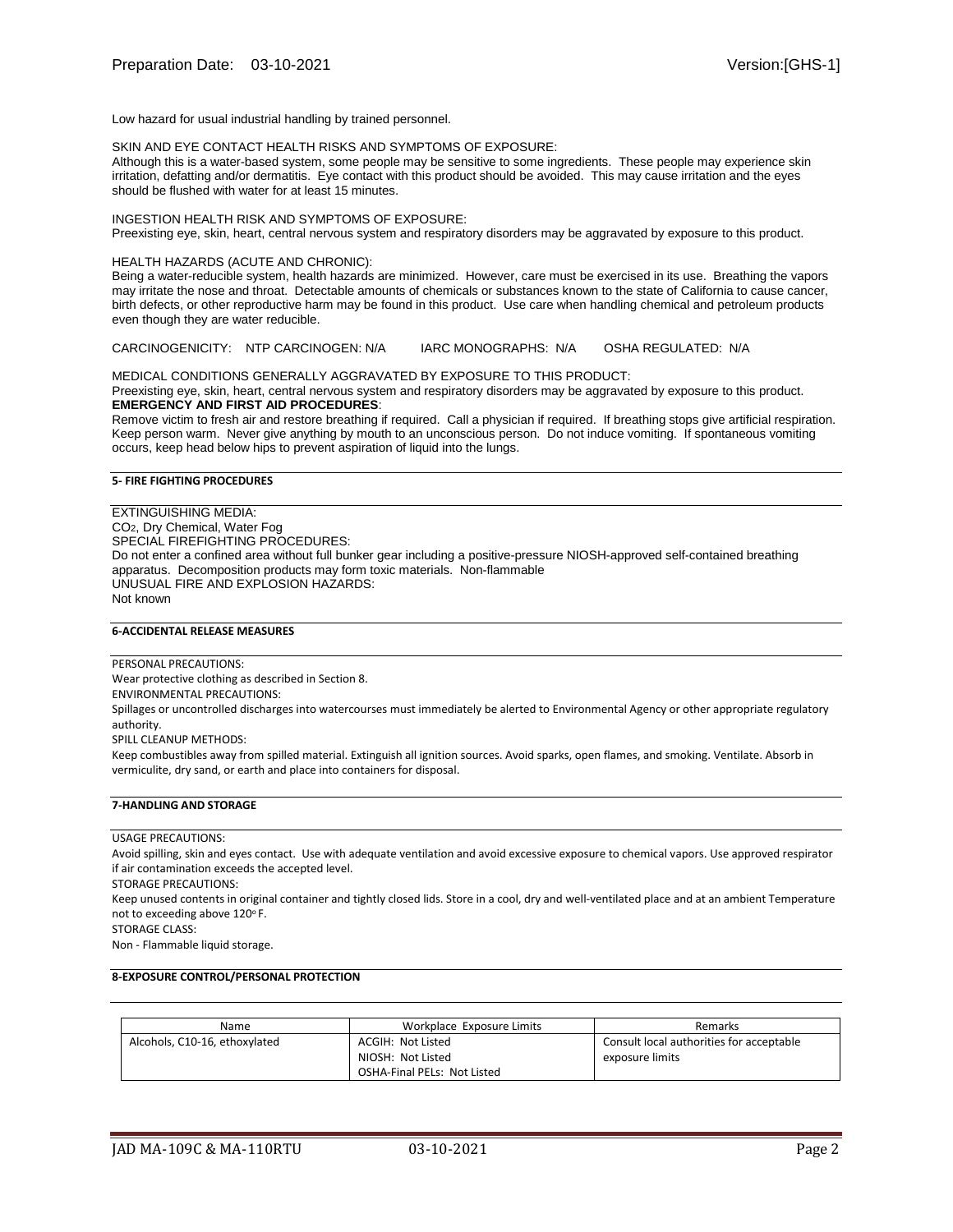Low hazard for usual industrial handling by trained personnel.

SKIN AND EYE CONTACT HEALTH RISKS AND SYMPTOMS OF EXPOSURE:
Although this is a water-based system, some people may be sensitive to some ingredients. These people may experience skin irritation, defatting and/or dermatitis. Eye contact with this product should be avoided. This may cause irritation and the eyes should be flushed with water for at least 15 minutes.

INGESTION HEALTH RISK AND SYMPTOMS OF EXPOSURE:
Preexisting eye, skin, heart, central nervous system and respiratory disorders may be aggravated by exposure to this product.

HEALTH HAZARDS (ACUTE AND CHRONIC):
Being a water-reducible system, health hazards are minimized. However, care must be exercised in its use. Breathing the vapors may irritate the nose and throat. Detectable amounts of chemicals or substances known to the state of California to cause cancer, birth defects, or other reproductive harm may be found in this product. Use care when handling chemical and petroleum products even though they are water reducible.

CARCINOGENICITY: NTP CARCINOGEN: N/A IARC MONOGRAPHS: N/A OSHA REGULATED: N/A

MEDICAL CONDITIONS GENERALLY AGGRAVATED BY EXPOSURE TO THIS PRODUCT:
Preexisting eye, skin, heart, central nervous system and respiratory disorders may be aggravated by exposure to this product.

**EMERGENCY AND FIRST AID PROCEDURES**:
Remove victim to fresh air and restore breathing if required. Call a physician if required. If breathing stops give artificial respiration. Keep person warm. Never give anything by mouth to an unconscious person. Do not induce vomiting. If spontaneous vomiting occurs, keep head below hips to prevent aspiration of liquid into the lungs.

## 5- FIRE FIGHTING PROCEDURES

EXTINGUISHING MEDIA:
$CO_2$, Dry Chemical, Water Fog
SPECIAL FIREFIGHTING PROCEDURES:
Do not enter a confined area without full bunker gear including a positive-pressure NIOSH-approved self-contained breathing apparatus. Decomposition products may form toxic materials. Non-flammable
UNUSUAL FIRE AND EXPLOSION HAZARDS:
Not known

## 6-ACCIDENTAL RELEASE MEASURES

PERSONAL PRECAUTIONS:
Wear protective clothing as described in Section 8.
ENVIRONMENTAL PRECAUTIONS:
Spillages or uncontrolled discharges into watercourses must immediately be alerted to Environmental Agency or other appropriate regulatory authority.
SPILL CLEANUP METHODS:
Keep combustibles away from spilled material. Extinguish all ignition sources. Avoid sparks, open flames, and smoking. Ventilate. Absorb in vermiculite, dry sand, or earth and place into containers for disposal.

## 7-HANDLING AND STORAGE

USAGE PRECAUTIONS:
Avoid spilling, skin and eyes contact. Use with adequate ventilation and avoid excessive exposure to chemical vapors. Use approved respirator if air contamination exceeds the accepted level.
STORAGE PRECAUTIONS:
Keep unused contents in original container and tightly closed lids. Store in a cool, dry and well-ventilated place and at an ambient Temperature not to exceeding above 120$^{o}$ F.
STORAGE CLASS:
Non - Flammable liquid storage.

## 8-EXPOSURE CONTROL/PERSONAL PROTECTION

| Name | Workplace Exposure Limits | Remarks |
|---|---|---|
| Alcohols, C10-16, ethoxylated | ACGIH: Not Listed<br>NIOSH: Not Listed<br>OSHA-Final PELs: Not Listed | Consult local authorities for acceptable exposure limits |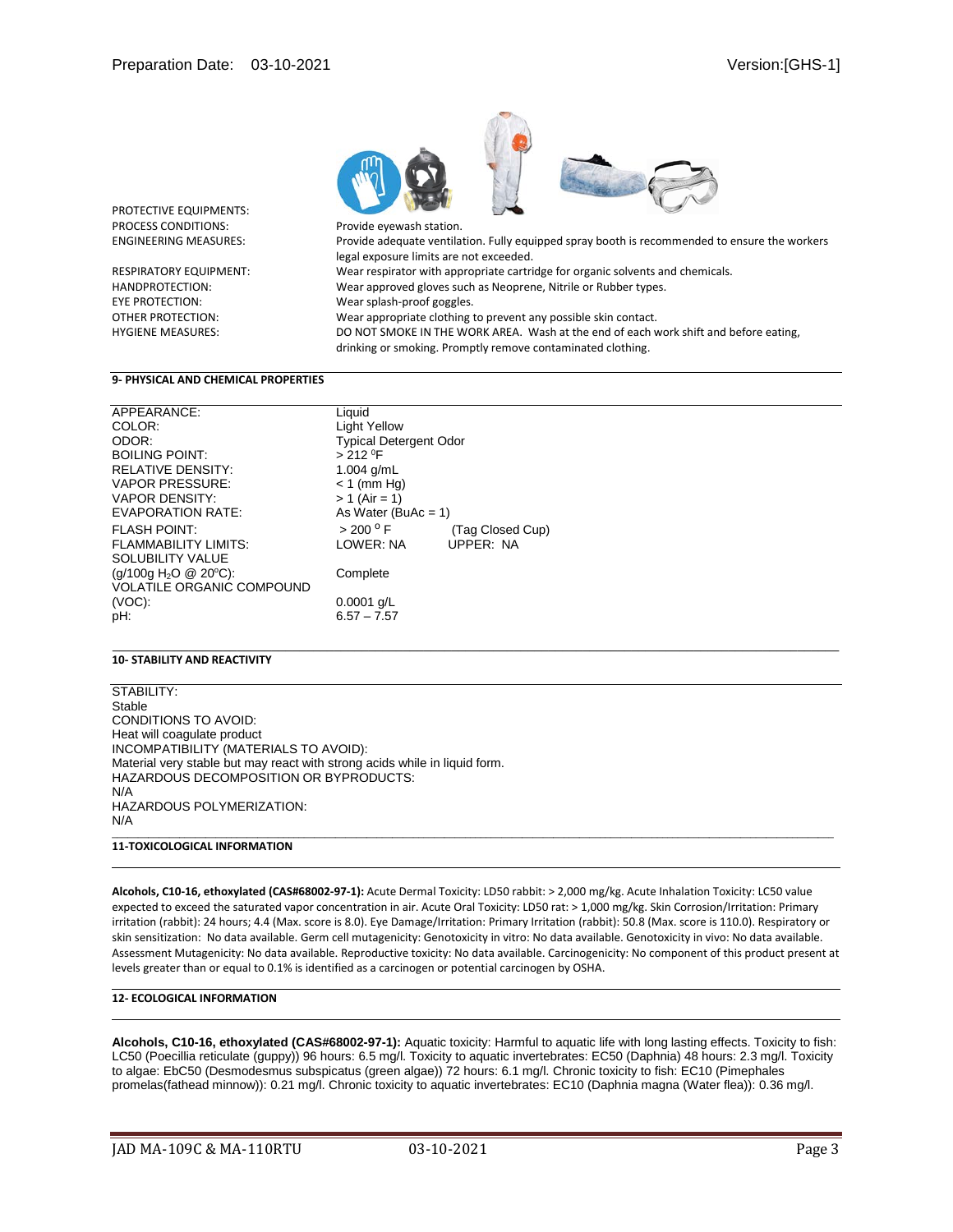| | |
|---|---|
| PROTECTIVE EQUIPMENTS: | |
| PROCESS CONDITIONS: | Provide eyewash station. |
| ENGINEERING MEASURES: | Provide adequate ventilation. Fully equipped spray booth is recommended to ensure the workers legal exposure limits are not exceeded. |
| RESPIRATORY EQUIPMENT: | Wear respirator with appropriate cartridge for organic solvents and chemicals. |
| HANDPROTECTION: | Wear approved gloves such as Neoprene, Nitrile or Rubber types. |
| EYE PROTECTION: | Wear splash-proof goggles. |
| OTHER PROTECTION: | Wear appropriate clothing to prevent any possible skin contact. |
| HYGIENE MEASURES: | DO NOT SMOKE IN THE WORK AREA. Wash at the end of each work shift and before eating, drinking or smoking. Promptly remove contaminated clothing. |

## 9- PHYSICAL AND CHEMICAL PROPERTIES

| | | |
|---|---|---|
| APPEARANCE: | Liquid | |
| COLOR: | Light Yellow | |
| ODOR: | Typical Detergent Odor | |
| BOILING POINT: | > 212 $^0$F | |
| RELATIVE DENSITY: | 1.004 g/mL | |
| VAPOR PRESSURE: | < 1 (mm Hg) | |
| VAPOR DENSITY: | > 1 (Air = 1) | |
| EVAPORATION RATE: | As Water (BuAc = 1) | |
| FLASH POINT: | > 200 $^0$ F | (Tag Closed Cup) |
| FLAMMABILITY LIMITS: | LOWER: NA | UPPER: NA |
| SOLUBILITY VALUE (g/100g $H_2O$ @ 20ºC): | Complete | |
| VOLATILE ORGANIC COMPOUND (VOC): | 0.0001 g/L | |
| pH: | 6.57 – 7.57 | |

## 10- STABILITY AND REACTIVITY

STABILITY:
Stable
CONDITIONS TO AVOID:
Heat will coagulate product
INCOMPATIBILITY (MATERIALS TO AVOID):
Material very stable but may react with strong acids while in liquid form.
HAZARDOUS DECOMPOSITION OR BYPRODUCTS:
N/A
HAZARDOUS POLYMERIZATION:
N/A

## 11-TOXICOLOGICAL INFORMATION

**Alcohols, C10-16, ethoxylated (CAS#68002-97-1):** Acute Dermal Toxicity: LD50 rabbit: > 2,000 mg/kg. Acute Inhalation Toxicity: LC50 value expected to exceed the saturated vapor concentration in air. Acute Oral Toxicity: LD50 rat: > 1,000 mg/kg. Skin Corrosion/Irritation: Primary irritation (rabbit): 24 hours; 4.4 (Max. score is 8.0). Eye Damage/Irritation: Primary Irritation (rabbit): 50.8 (Max. score is 110.0). Respiratory or skin sensitization: No data available. Germ cell mutagenicity: Genotoxicity in vitro: No data available. Genotoxicity in vivo: No data available. Assessment Mutagenicity: No data available. Reproductive toxicity: No data available. Carcinogenicity: No component of this product present at levels greater than or equal to 0.1% is identified as a carcinogen or potential carcinogen by OSHA.

## 12- ECOLOGICAL INFORMATION

**Alcohols, C10-16, ethoxylated (CAS#68002-97-1):** Aquatic toxicity: Harmful to aquatic life with long lasting effects. Toxicity to fish: LC50 (Poecillia reticulate (guppy)) 96 hours: 6.5 mg/l. Toxicity to aquatic invertebrates: EC50 (Daphnia) 48 hours: 2.3 mg/l. Toxicity to algae: EbC50 (Desmodesmus subspicatus (green algae)) 72 hours: 6.1 mg/l. Chronic toxicity to fish: EC10 (Pimephales promelas(fathead minnow)): 0.21 mg/l. Chronic toxicity to aquatic invertebrates: EC10 (Daphnia magna (Water flea)): 0.36 mg/l.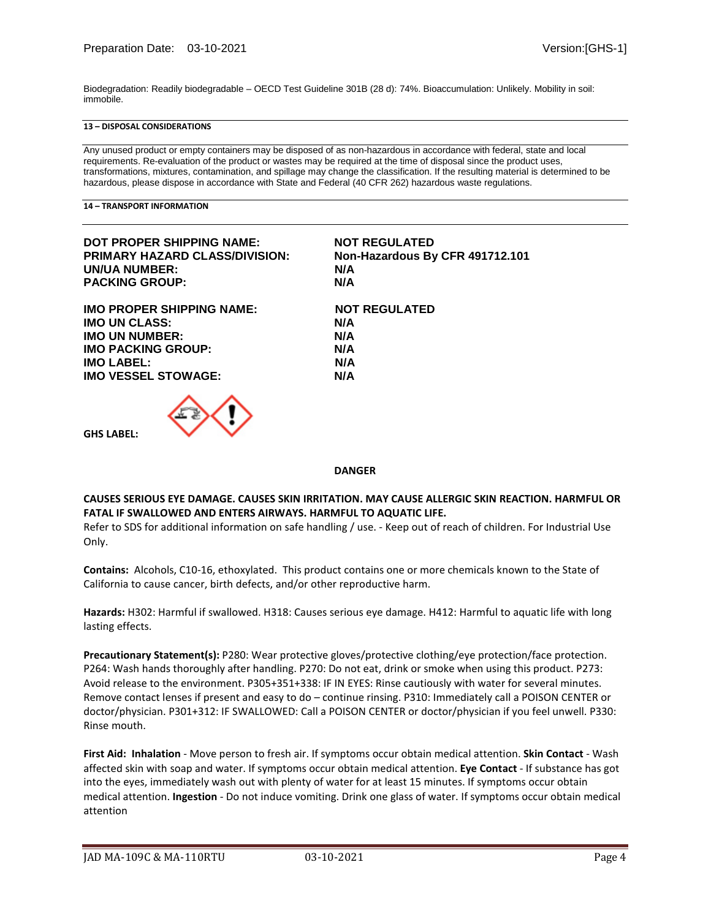Biodegradation: Readily biodegradable – OECD Test Guideline 301B (28 d): 74%. Bioaccumulation: Unlikely. Mobility in soil: immobile.

## 13 – DISPOSAL CONSIDERATIONS

Any unused product or empty containers may be disposed of as non-hazardous in accordance with federal, state and local requirements. Re-evaluation of the product or wastes may be required at the time of disposal since the product uses, transformations, mixtures, contamination, and spillage may change the classification. If the resulting material is determined to be hazardous, please dispose in accordance with State and Federal (40 CFR 262) hazardous waste regulations.

## 14 – TRANSPORT INFORMATION

| | |
|---|---|
| **DOT PROPER SHIPPING NAME:** | **NOT REGULATED** |
| **PRIMARY HAZARD CLASS/DIVISION:** | **Non-Hazardous By CFR 491712.101** |
| **UN/UA NUMBER:** | **N/A** |
| **PACKING GROUP:** | **N/A** |

| | |
|---|---|
| **IMO PROPER SHIPPING NAME:** | **NOT REGULATED** |
| **IMO UN CLASS:** | **N/A** |
| **IMO UN NUMBER:** | **N/A** |
| **IMO PACKING GROUP:** | **N/A** |
| **IMO LABEL:** | **N/A** |
| **IMO VESSEL STOWAGE:** | **N/A** |

**GHS LABEL:**

**DANGER**

**CAUSES SERIOUS EYE DAMAGE. CAUSES SKIN IRRITATION. MAY CAUSE ALLERGIC SKIN REACTION. HARMFUL OR FATAL IF SWALLOWED AND ENTERS AIRWAYS. HARMFUL TO AQUATIC LIFE.**

Refer to SDS for additional information on safe handling / use. - Keep out of reach of children. For Industrial Use Only.

**Contains:** Alcohols, C10-16, ethoxylated. This product contains one or more chemicals known to the State of California to cause cancer, birth defects, and/or other reproductive harm.

**Hazards:** H302: Harmful if swallowed. H318: Causes serious eye damage. H412: Harmful to aquatic life with long lasting effects.

**Precautionary Statement(s):** P280: Wear protective gloves/protective clothing/eye protection/face protection. P264: Wash hands thoroughly after handling. P270: Do not eat, drink or smoke when using this product. P273: Avoid release to the environment. P305+351+338: IF IN EYES: Rinse cautiously with water for several minutes. Remove contact lenses if present and easy to do – continue rinsing. P310: Immediately call a POISON CENTER or doctor/physician. P301+312: IF SWALLOWED: Call a POISON CENTER or doctor/physician if you feel unwell. P330: Rinse mouth.

**First Aid: Inhalation** - Move person to fresh air. If symptoms occur obtain medical attention. **Skin Contact** - Wash affected skin with soap and water. If symptoms occur obtain medical attention. **Eye Contact** - If substance has got into the eyes, immediately wash out with plenty of water for at least 15 minutes. If symptoms occur obtain medical attention. **Ingestion** - Do not induce vomiting. Drink one glass of water. If symptoms occur obtain medical attention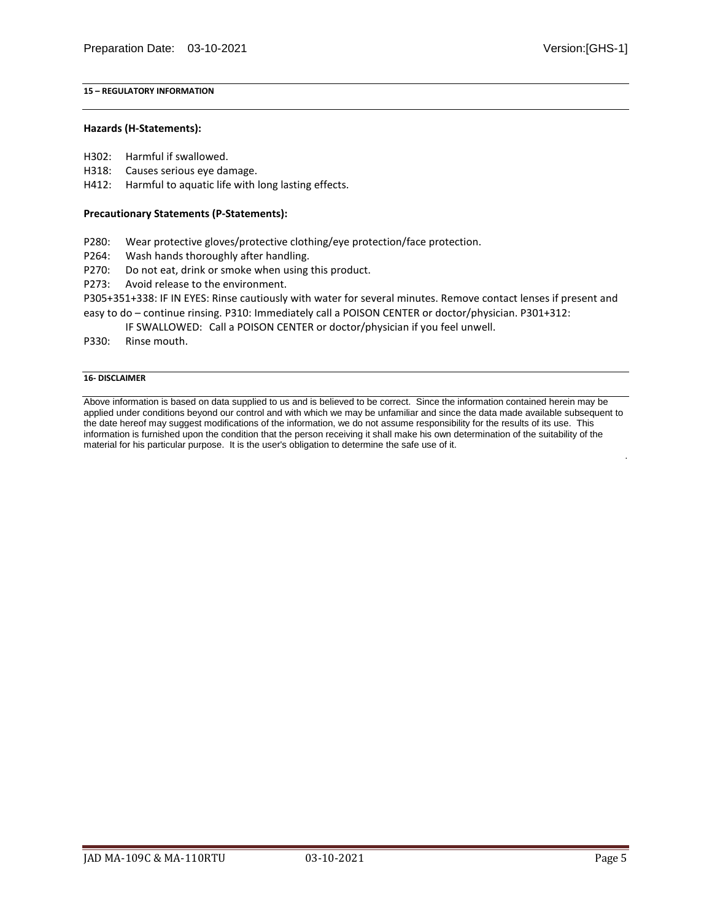## 15 – REGULATORY INFORMATION

**Hazards (H-Statements):**

H302: Harmful if swallowed.
H318: Causes serious eye damage.
H412: Harmful to aquatic life with long lasting effects.

**Precautionary Statements (P-Statements):**

P280: Wear protective gloves/protective clothing/eye protection/face protection.
P264: Wash hands thoroughly after handling.
P270: Do not eat, drink or smoke when using this product.
P273: Avoid release to the environment.
P305+351+338: IF IN EYES: Rinse cautiously with water for several minutes. Remove contact lenses if present and easy to do – continue rinsing. P310: Immediately call a POISON CENTER or doctor/physician. P301+312:
IF SWALLOWED: Call a POISON CENTER or doctor/physician if you feel unwell.
P330: Rinse mouth.

## 16- DISCLAIMER

Above information is based on data supplied to us and is believed to be correct. Since the information contained herein may be applied under conditions beyond our control and with which we may be unfamiliar and since the data made available subsequent to the date hereof may suggest modifications of the information, we do not assume responsibility for the results of its use. This information is furnished upon the condition that the person receiving it shall make his own determination of the suitability of the material for his particular purpose. It is the user's obligation to determine the safe use of it.